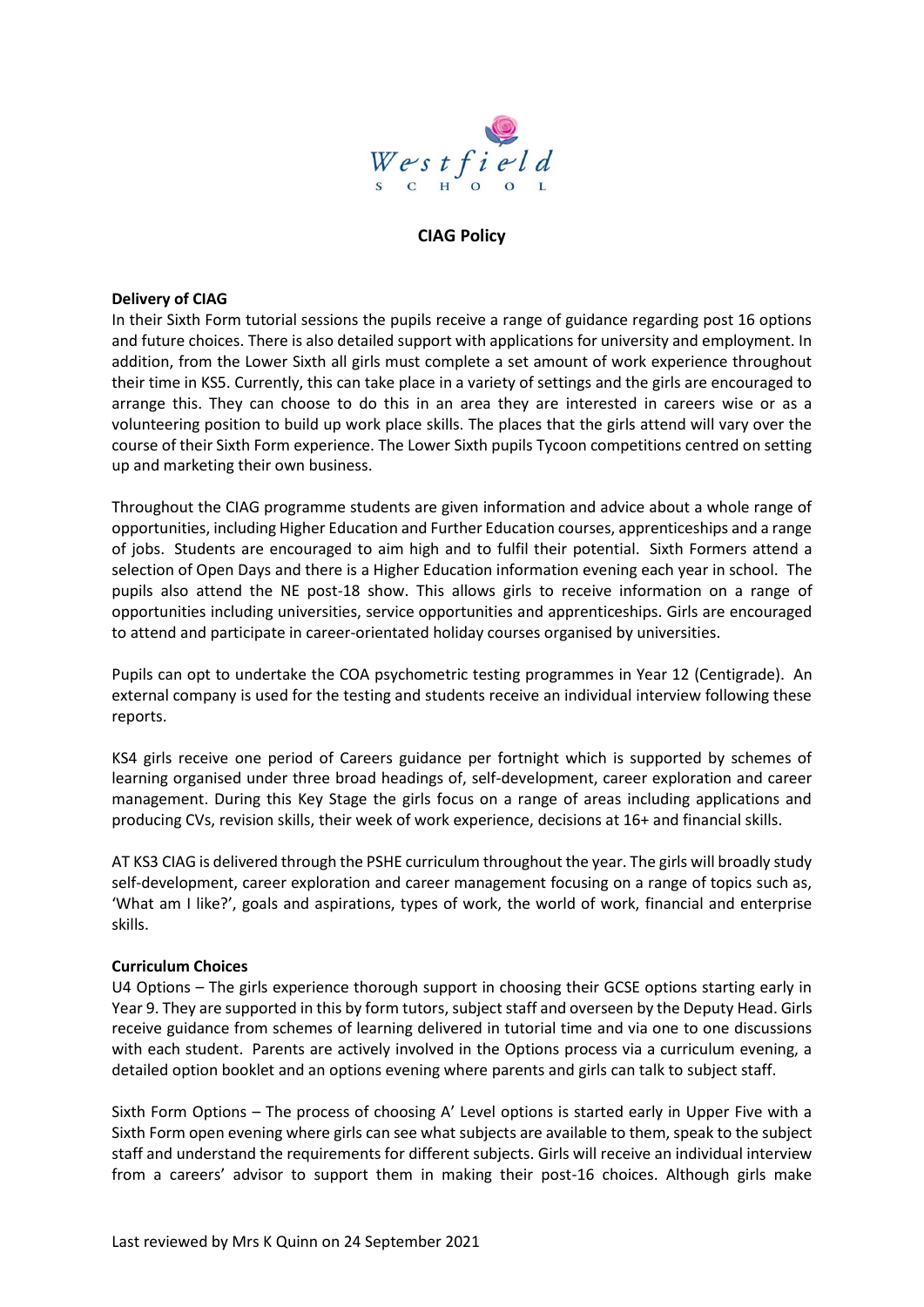Westfield

SCHOOL

# CIAG Policy

## Delivery of CIAG

In their Sixth Form tutorial sessions the pupils receive a range of guidance regarding post 16 options and future choices. There is also detailed support with applications for university and employment. In addition, from the Lower Sixth all girls must complete a set amount of work experience throughout their time in KS5. Currently, this can take place in a variety of settings and the girls are encouraged to arrange this. They can choose to do this in an area they are interested in careers wise or as a volunteering position to build up work place skills. The places that the girls attend will vary over the course of their Sixth Form experience. The Lower Sixth pupils Tycoon competitions centred on setting up and marketing their own business.

Throughout the CIAG programme students are given information and advice about a whole range of opportunities, including Higher Education and Further Education courses, apprenticeships and a range of jobs. Students are encouraged to aim high and to fulfil their potential. Sixth Formers attend a selection of Open Days and there is a Higher Education information evening each year in school. The pupils also attend the NE post-18 show. This allows girls to receive information on a range of opportunities including universities, service opportunities and apprenticeships. Girls are encouraged to attend and participate in career-orientated holiday courses organised by universities.

Pupils can opt to undertake the COA psychometric testing programmes in Year 12 (Centigrade). An external company is used for the testing and students receive an individual interview following these reports.

KS4 girls receive one period of Careers guidance per fortnight which is supported by schemes of learning organised under three broad headings of, self-development, career exploration and career management. During this Key Stage the girls focus on a range of areas including applications and producing CVs, revision skills, their week of work experience, decisions at 16+ and financial skills.

AT KS3 CIAG is delivered through the PSHE curriculum throughout the year. The girls will broadly study self-development, career exploration and career management focusing on a range of topics such as, 'What am I like?', goals and aspirations, types of work, the world of work, financial and enterprise skills.

## Curriculum Choices

U4 Options – The girls experience thorough support in choosing their GCSE options starting early in Year 9. They are supported in this by form tutors, subject staff and overseen by the Deputy Head. Girls receive guidance from schemes of learning delivered in tutorial time and via one to one discussions with each student. Parents are actively involved in the Options process via a curriculum evening, a detailed option booklet and an options evening where parents and girls can talk to subject staff.

Sixth Form Options – The process of choosing A' Level options is started early in Upper Five with a Sixth Form open evening where girls can see what subjects are available to them, speak to the subject staff and understand the requirements for different subjects. Girls will receive an individual interview from a careers' advisor to support them in making their post-16 choices. Although girls make

Last reviewed by Mrs K Quinn on 24 September 2021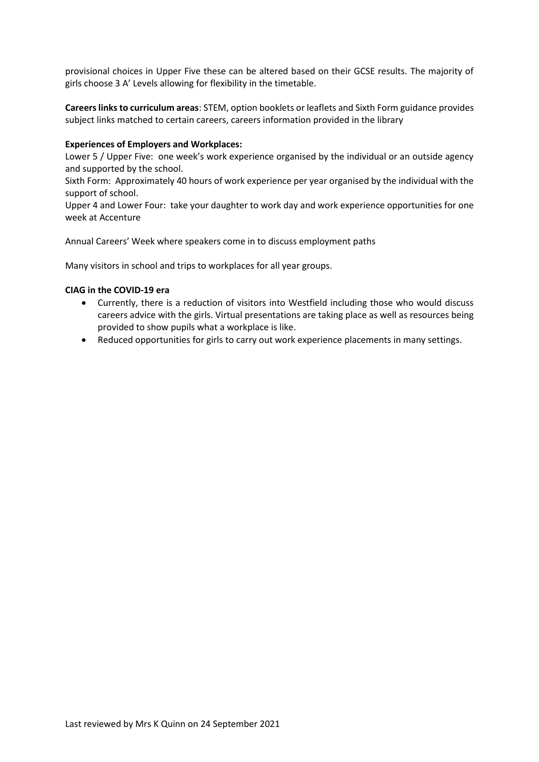provisional choices in Upper Five these can be altered based on their GCSE results. The majority of girls choose 3 A' Levels allowing for flexibility in the timetable.

**Careers links to curriculum areas**: STEM, option booklets or leaflets and Sixth Form guidance provides subject links matched to certain careers, careers information provided in the library

**Experiences of Employers and Workplaces:**

Lower 5 / Upper Five: one week's work experience organised by the individual or an outside agency and supported by the school.

Sixth Form: Approximately 40 hours of work experience per year organised by the individual with the support of school.

Upper 4 and Lower Four: take your daughter to work day and work experience opportunities for one week at Accenture

Annual Careers' Week where speakers come in to discuss employment paths

Many visitors in school and trips to workplaces for all year groups.

**CIAG in the COVID-19 era**

- Currently, there is a reduction of visitors into Westfield including those who would discuss careers advice with the girls. Virtual presentations are taking place as well as resources being provided to show pupils what a workplace is like.
- Reduced opportunities for girls to carry out work experience placements in many settings.

Last reviewed by Mrs K Quinn on 24 September 2021